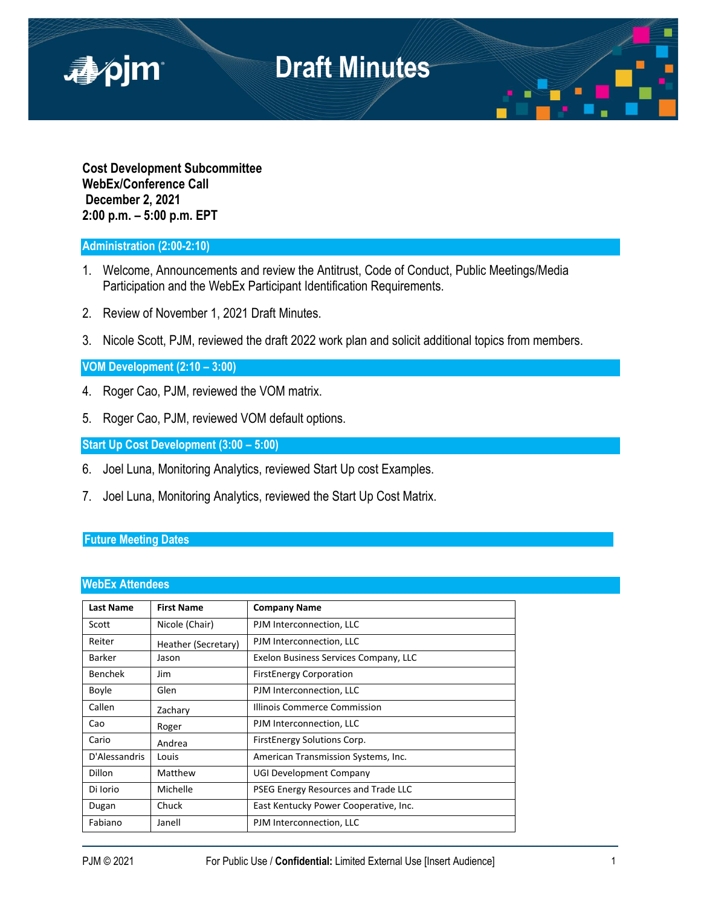# Draft Minutes

**Cost Development Subcommittee**
**WebEx/Conference Call**
**December 2, 2021**
**2:00 p.m. – 5:00 p.m. EPT**

## Administration (2:00-2:10)

1. Welcome, Announcements and review the Antitrust, Code of Conduct, Public Meetings/Media Participation and the WebEx Participant Identification Requirements.

2. Review of November 1, 2021 Draft Minutes.

3. Nicole Scott, PJM, reviewed the draft 2022 work plan and solicit additional topics from members.

## VOM Development (2:10 – 3:00)

4. Roger Cao, PJM, reviewed the VOM matrix.

5. Roger Cao, PJM, reviewed VOM default options.

## Start Up Cost Development (3:00 – 5:00)

6. Joel Luna, Monitoring Analytics, reviewed Start Up cost Examples.

7. Joel Luna, Monitoring Analytics, reviewed the Start Up Cost Matrix.

## Future Meeting Dates

## WebEx Attendees

| Last Name | First Name | Company Name |
|---|---|---|
| Scott | Nicole (Chair) | PJM Interconnection, LLC |
| Reiter | Heather (Secretary) | PJM Interconnection, LLC |
| Barker | Jason | Exelon Business Services Company, LLC |
| Benchek | Jim | FirstEnergy Corporation |
| Boyle | Glen | PJM Interconnection, LLC |
| Callen | Zachary | Illinois Commerce Commission |
| Cao | Roger | PJM Interconnection, LLC |
| Cario | Andrea | FirstEnergy Solutions Corp. |
| D'Alessandris | Louis | American Transmission Systems, Inc. |
| Dillon | Matthew | UGI Development Company |
| Di Iorio | Michelle | PSEG Energy Resources and Trade LLC |
| Dugan | Chuck | East Kentucky Power Cooperative, Inc. |
| Fabiano | Janell | PJM Interconnection, LLC |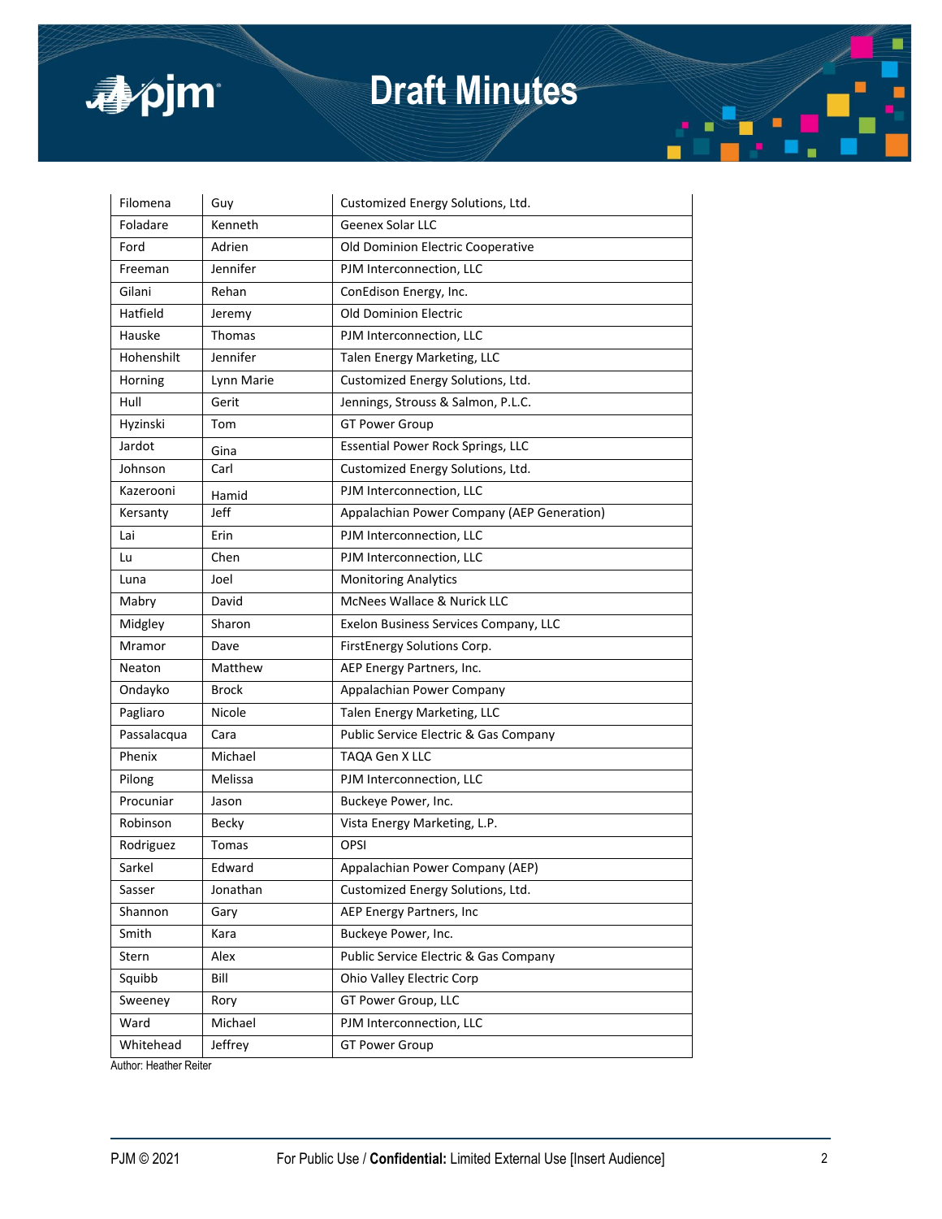| | | |
|---|---|---|
| Filomena | Guy | Customized Energy Solutions, Ltd. |
| Foladare | Kenneth | Geenex Solar LLC |
| Ford | Adrien | Old Dominion Electric Cooperative |
| Freeman | Jennifer | PJM Interconnection, LLC |
| Gilani | Rehan | ConEdison Energy, Inc. |
| Hatfield | Jeremy | Old Dominion Electric |
| Hauske | Thomas | PJM Interconnection, LLC |
| Hohenshilt | Jennifer | Talen Energy Marketing, LLC |
| Horning | Lynn Marie | Customized Energy Solutions, Ltd. |
| Hull | Gerit | Jennings, Strouss & Salmon, P.L.C. |
| Hyzinski | Tom | GT Power Group |
| Jardot | Gina | Essential Power Rock Springs, LLC |
| Johnson | Carl | Customized Energy Solutions, Ltd. |
| Kazerooni | Hamid | PJM Interconnection, LLC |
| Kersanty | Jeff | Appalachian Power Company (AEP Generation) |
| Lai | Erin | PJM Interconnection, LLC |
| Lu | Chen | PJM Interconnection, LLC |
| Luna | Joel | Monitoring Analytics |
| Mabry | David | McNees Wallace & Nurick LLC |
| Midgley | Sharon | Exelon Business Services Company, LLC |
| Mramor | Dave | FirstEnergy Solutions Corp. |
| Neaton | Matthew | AEP Energy Partners, Inc. |
| Ondayko | Brock | Appalachian Power Company |
| Pagliaro | Nicole | Talen Energy Marketing, LLC |
| Passalacqua | Cara | Public Service Electric & Gas Company |
| Phenix | Michael | TAQA Gen X LLC |
| Pilong | Melissa | PJM Interconnection, LLC |
| Procuniar | Jason | Buckeye Power, Inc. |
| Robinson | Becky | Vista Energy Marketing, L.P. |
| Rodriguez | Tomas | OPSI |
| Sarkel | Edward | Appalachian Power Company (AEP) |
| Sasser | Jonathan | Customized Energy Solutions, Ltd. |
| Shannon | Gary | AEP Energy Partners, Inc |
| Smith | Kara | Buckeye Power, Inc. |
| Stern | Alex | Public Service Electric & Gas Company |
| Squibb | Bill | Ohio Valley Electric Corp |
| Sweeney | Rory | GT Power Group, LLC |
| Ward | Michael | PJM Interconnection, LLC |
| Whitehead | Jeffrey | GT Power Group |

Author: Heather Reiter